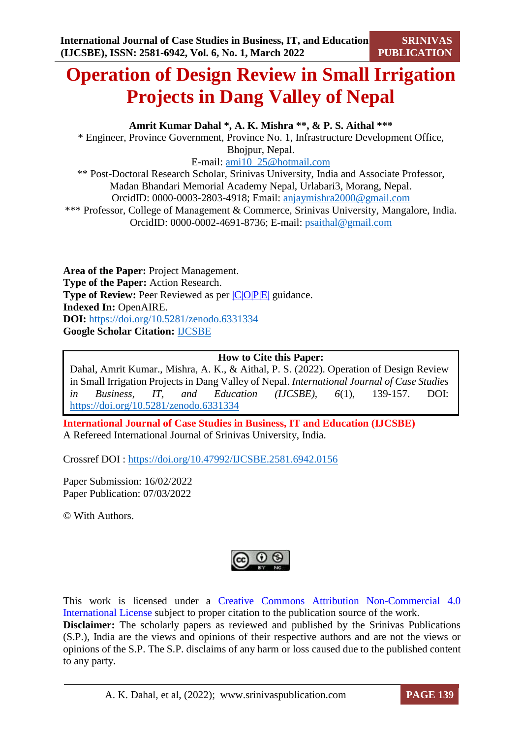# Operation of Design Review in Small Irrigation Projects in Dang Valley of Nepal

**Amrit Kumar Dahal \*, A. K. Mishra \*\*, & P. S. Aithal \*\*\***

\* Engineer, Province Government, Province No. 1, Infrastructure Development Office, Bhojpur, Nepal.
E-mail: ami10_25@hotmail.com

\*\* Post-Doctoral Research Scholar, Srinivas University, India and Associate Professor, Madan Bhandari Memorial Academy Nepal, Urlabari3, Morang, Nepal.
OrcidID: 0000-0003-2803-4918; Email: anjaymishra2000@gmail.com

\*\*\* Professor, College of Management & Commerce, Srinivas University, Mangalore, India.
OrcidID: 0000-0002-4691-8736; E-mail: psaithal@gmail.com

**Area of the Paper:** Project Management.
**Type of the Paper:** Action Research.
**Type of Review:** Peer Reviewed as per |C|O|P|E| guidance.
**Indexed In:** OpenAIRE.
**DOI:** https://doi.org/10.5281/zenodo.6331334
**Google Scholar Citation:** IJCSBE

**How to Cite this Paper:**
Dahal, Amrit Kumar., Mishra, A. K., & Aithal, P. S. (2022). Operation of Design Review in Small Irrigation Projects in Dang Valley of Nepal. *International Journal of Case Studies in Business, IT, and Education (IJCSBE), 6*(1), 139-157. DOI: https://doi.org/10.5281/zenodo.6331334

**International Journal of Case Studies in Business, IT and Education (IJCSBE)**
A Refereed International Journal of Srinivas University, India.

Crossref DOI : https://doi.org/10.47992/IJCSBE.2581.6942.0156

Paper Submission: 16/02/2022
Paper Publication: 07/03/2022

© With Authors.

This work is licensed under a Creative Commons Attribution Non-Commercial 4.0 International License subject to proper citation to the publication source of the work.
**Disclaimer:** The scholarly papers as reviewed and published by the Srinivas Publications (S.P.), India are the views and opinions of their respective authors and are not the views or opinions of the S.P. The S.P. disclaims of any harm or loss caused due to the published content to any party.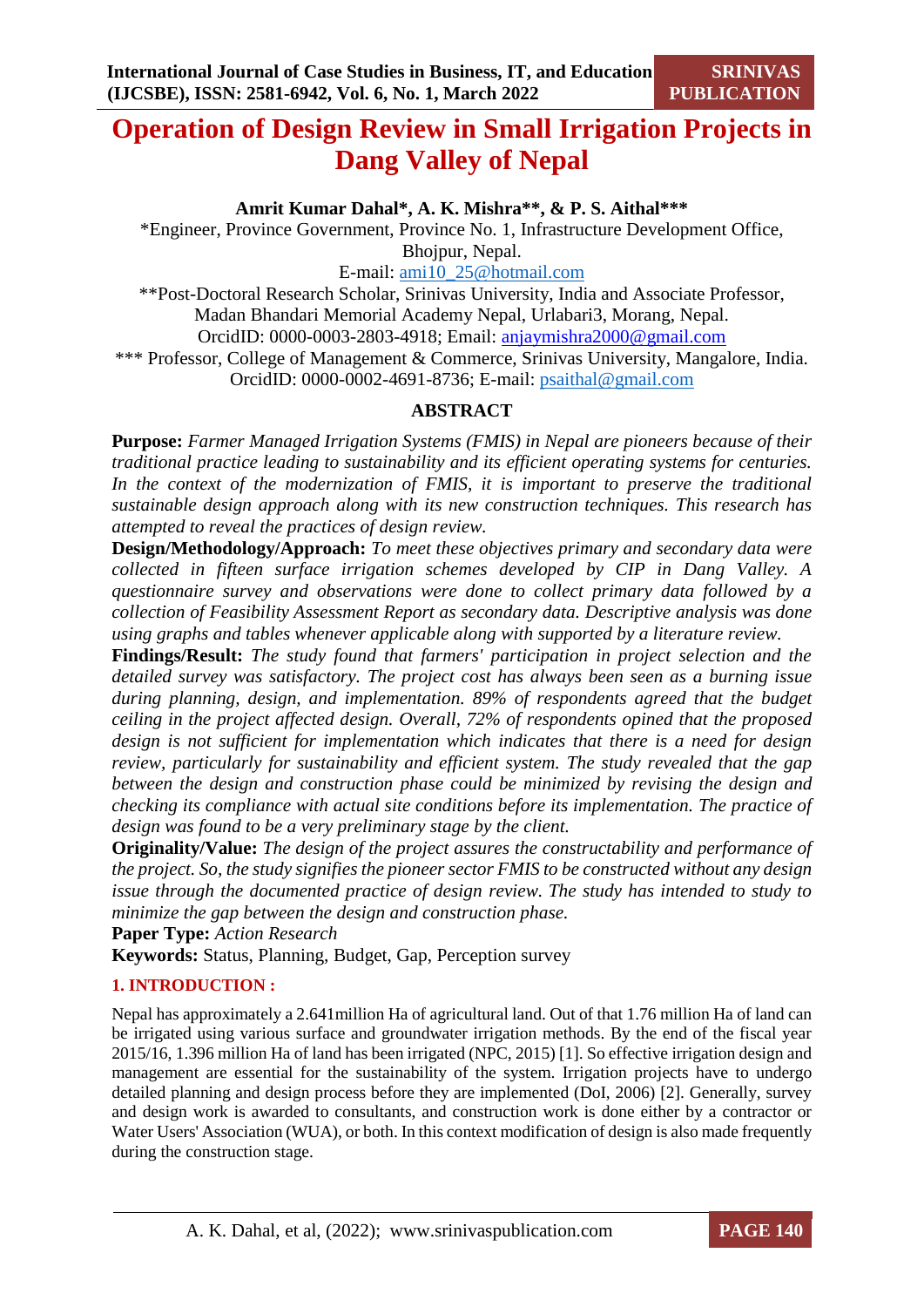# Operation of Design Review in Small Irrigation Projects in Dang Valley of Nepal

**Amrit Kumar Dahal\*, A. K. Mishra\*\*, & P. S. Aithal\*\*\***

\*Engineer, Province Government, Province No. 1, Infrastructure Development Office, Bhojpur, Nepal.
E-mail: ami10_25@hotmail.com

\*\*Post-Doctoral Research Scholar, Srinivas University, India and Associate Professor, Madan Bhandari Memorial Academy Nepal, Urlabari3, Morang, Nepal.
OrcidID: 0000-0003-2803-4918; Email: anjaymishra2000@gmail.com

\*\*\* Professor, College of Management & Commerce, Srinivas University, Mangalore, India.
OrcidID: 0000-0002-4691-8736; E-mail: psaithal@gmail.com

## ABSTRACT

**Purpose:** *Farmer Managed Irrigation Systems (FMIS) in Nepal are pioneers because of their traditional practice leading to sustainability and its efficient operating systems for centuries. In the context of the modernization of FMIS, it is important to preserve the traditional sustainable design approach along with its new construction techniques. This research has attempted to reveal the practices of design review.*

**Design/Methodology/Approach:** *To meet these objectives primary and secondary data were collected in fifteen surface irrigation schemes developed by CIP in Dang Valley. A questionnaire survey and observations were done to collect primary data followed by a collection of Feasibility Assessment Report as secondary data. Descriptive analysis was done using graphs and tables whenever applicable along with supported by a literature review.*

**Findings/Result:** *The study found that farmers' participation in project selection and the detailed survey was satisfactory. The project cost has always been seen as a burning issue during planning, design, and implementation. 89% of respondents agreed that the budget ceiling in the project affected design. Overall, 72% of respondents opined that the proposed design is not sufficient for implementation which indicates that there is a need for design review, particularly for sustainability and efficient system. The study revealed that the gap between the design and construction phase could be minimized by revising the design and checking its compliance with actual site conditions before its implementation. The practice of design was found to be a very preliminary stage by the client.*

**Originality/Value:** *The design of the project assures the constructability and performance of the project. So, the study signifies the pioneer sector FMIS to be constructed without any design issue through the documented practice of design review. The study has intended to study to minimize the gap between the design and construction phase.*

**Paper Type:** *Action Research*

**Keywords:** Status, Planning, Budget, Gap, Perception survey

## 1. INTRODUCTION :

Nepal has approximately a 2.641million Ha of agricultural land. Out of that 1.76 million Ha of land can be irrigated using various surface and groundwater irrigation methods. By the end of the fiscal year 2015/16, 1.396 million Ha of land has been irrigated (NPC, 2015) [1]. So effective irrigation design and management are essential for the sustainability of the system. Irrigation projects have to undergo detailed planning and design process before they are implemented (DoI, 2006) [2]. Generally, survey and design work is awarded to consultants, and construction work is done either by a contractor or Water Users' Association (WUA), or both. In this context modification of design is also made frequently during the construction stage.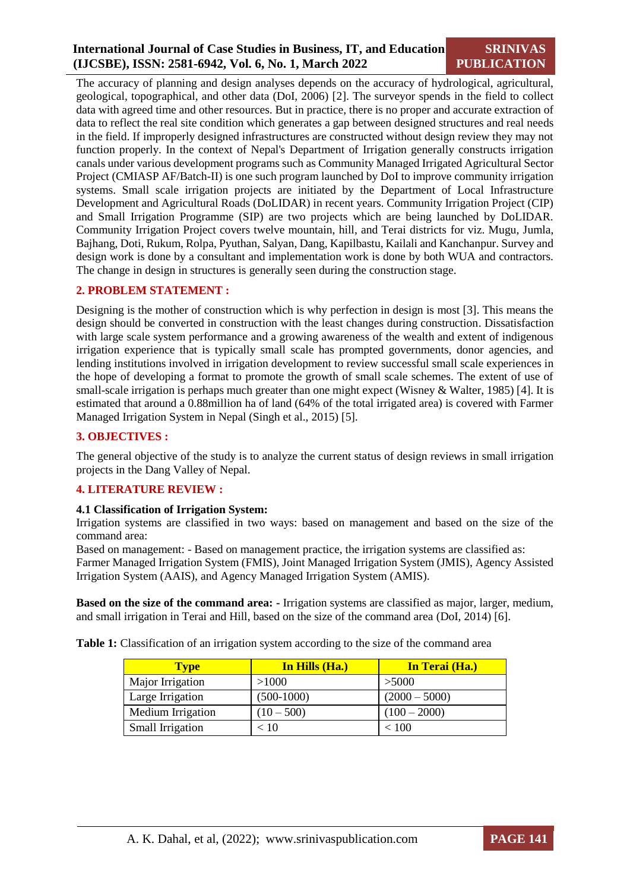The accuracy of planning and design analyses depends on the accuracy of hydrological, agricultural, geological, topographical, and other data (DoI, 2006) [2]. The surveyor spends in the field to collect data with agreed time and other resources. But in practice, there is no proper and accurate extraction of data to reflect the real site condition which generates a gap between designed structures and real needs in the field. If improperly designed infrastructures are constructed without design review they may not function properly. In the context of Nepal's Department of Irrigation generally constructs irrigation canals under various development programs such as Community Managed Irrigated Agricultural Sector Project (CMIASP AF/Batch-II) is one such program launched by DoI to improve community irrigation systems. Small scale irrigation projects are initiated by the Department of Local Infrastructure Development and Agricultural Roads (DoLIDAR) in recent years. Community Irrigation Project (CIP) and Small Irrigation Programme (SIP) are two projects which are being launched by DoLIDAR. Community Irrigation Project covers twelve mountain, hill, and Terai districts for viz. Mugu, Jumla, Bajhang, Doti, Rukum, Rolpa, Pyuthan, Salyan, Dang, Kapilbastu, Kailali and Kanchanpur. Survey and design work is done by a consultant and implementation work is done by both WUA and contractors. The change in design in structures is generally seen during the construction stage.

## 2. PROBLEM STATEMENT :

Designing is the mother of construction which is why perfection in design is most [3]. This means the design should be converted in construction with the least changes during construction. Dissatisfaction with large scale system performance and a growing awareness of the wealth and extent of indigenous irrigation experience that is typically small scale has prompted governments, donor agencies, and lending institutions involved in irrigation development to review successful small scale experiences in the hope of developing a format to promote the growth of small scale schemes. The extent of use of small-scale irrigation is perhaps much greater than one might expect (Wisney & Walter, 1985) [4]. It is estimated that around a 0.88million ha of land (64% of the total irrigated area) is covered with Farmer Managed Irrigation System in Nepal (Singh et al., 2015) [5].

## 3. OBJECTIVES :

The general objective of the study is to analyze the current status of design reviews in small irrigation projects in the Dang Valley of Nepal.

## 4. LITERATURE REVIEW :

### 4.1 Classification of Irrigation System:

Irrigation systems are classified in two ways: based on management and based on the size of the command area:

Based on management: - Based on management practice, the irrigation systems are classified as: Farmer Managed Irrigation System (FMIS), Joint Managed Irrigation System (JMIS), Agency Assisted Irrigation System (AAIS), and Agency Managed Irrigation System (AMIS).

**Based on the size of the command area: -** Irrigation systems are classified as major, larger, medium, and small irrigation in Terai and Hill, based on the size of the command area (DoI, 2014) [6].

**Table 1:** Classification of an irrigation system according to the size of the command area

| Type | In Hills (Ha.) | In Terai (Ha.) |
|---|---|---|
| Major Irrigation | >1000 | >5000 |
| Large Irrigation | (500-1000) | (2000 – 5000) |
| Medium Irrigation | (10 – 500) | (100 – 2000) |
| Small Irrigation | < 10 | < 100 |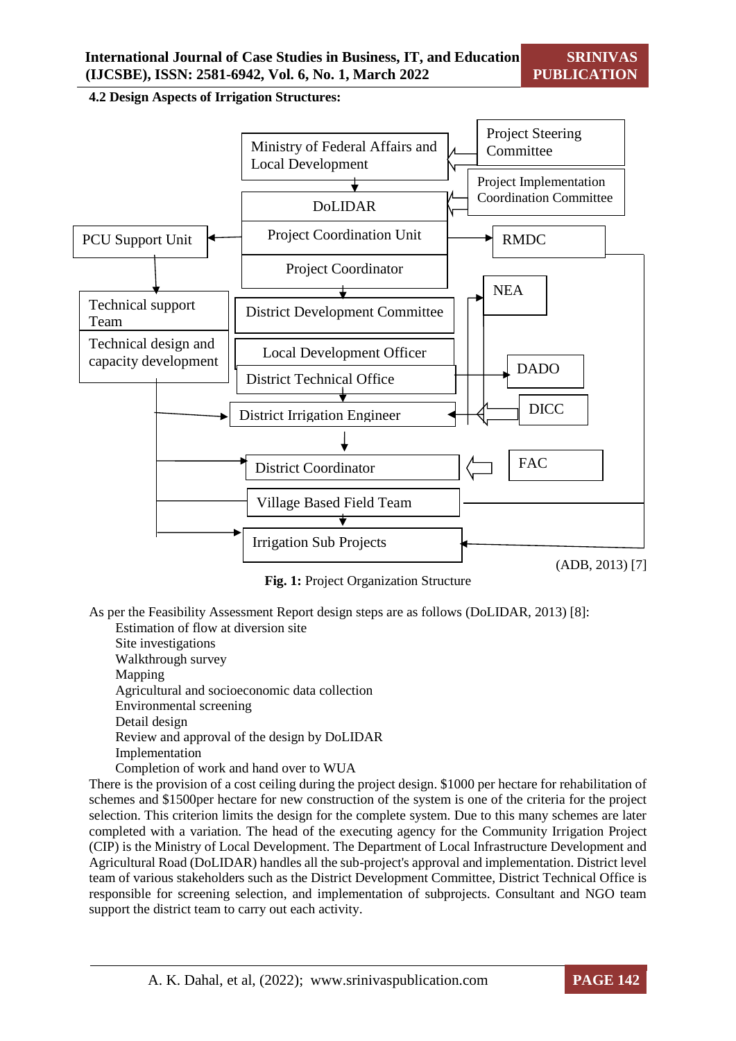### 4.2 Design Aspects of Irrigation Structures:

Ministry of Federal Affairs and Local Development

Project Steering Committee

Project Implementation Coordination Committee

DoLIDAR

Project Coordination Unit

PCU Support Unit

RMDC

Project Coordinator

Technical support Team

Technical design and capacity development

NEA

District Development Committee

Local Development Officer

District Technical Office

DADO

District Irrigation Engineer

DICC

District Coordinator

FAC

Village Based Field Team

Irrigation Sub Projects

(ADB, 2013) [7]

**Fig. 1:** Project Organization Structure

As per the Feasibility Assessment Report design steps are as follows (DoLIDAR, 2013) [8]:

Estimation of flow at diversion site
Site investigations
Walkthrough survey
Mapping
Agricultural and socioeconomic data collection
Environmental screening
Detail design
Review and approval of the design by DoLIDAR
Implementation
Completion of work and hand over to WUA

There is the provision of a cost ceiling during the project design. $1000 per hectare for rehabilitation of schemes and $1500per hectare for new construction of the system is one of the criteria for the project selection. This criterion limits the design for the complete system. Due to this many schemes are later completed with a variation. The head of the executing agency for the Community Irrigation Project (CIP) is the Ministry of Local Development. The Department of Local Infrastructure Development and Agricultural Road (DoLIDAR) handles all the sub-project's approval and implementation. District level team of various stakeholders such as the District Development Committee, District Technical Office is responsible for screening selection, and implementation of subprojects. Consultant and NGO team support the district team to carry out each activity.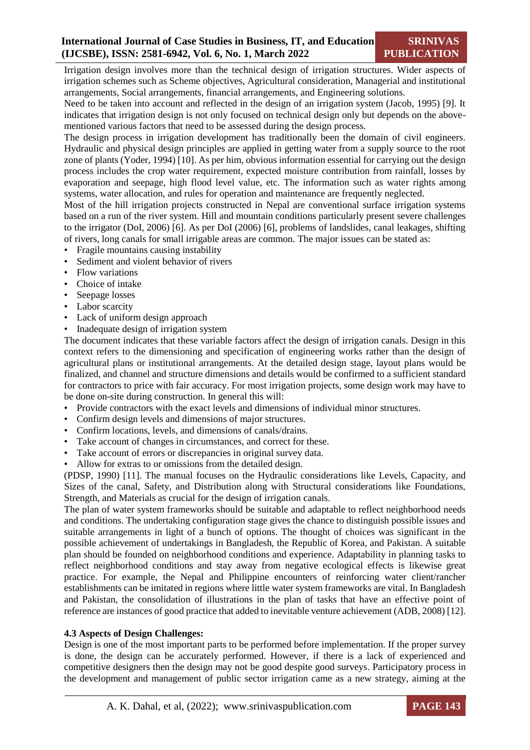Irrigation design involves more than the technical design of irrigation structures. Wider aspects of irrigation schemes such as Scheme objectives, Agricultural consideration, Managerial and institutional arrangements, Social arrangements, financial arrangements, and Engineering solutions.

Need to be taken into account and reflected in the design of an irrigation system (Jacob, 1995) [9]. It indicates that irrigation design is not only focused on technical design only but depends on the above-mentioned various factors that need to be assessed during the design process.

The design process in irrigation development has traditionally been the domain of civil engineers. Hydraulic and physical design principles are applied in getting water from a supply source to the root zone of plants (Yoder, 1994) [10]. As per him, obvious information essential for carrying out the design process includes the crop water requirement, expected moisture contribution from rainfall, losses by evaporation and seepage, high flood level value, etc. The information such as water rights among systems, water allocation, and rules for operation and maintenance are frequently neglected.

Most of the hill irrigation projects constructed in Nepal are conventional surface irrigation systems based on a run of the river system. Hill and mountain conditions particularly present severe challenges to the irrigator (DoI, 2006) [6]. As per DoI (2006) [6], problems of landslides, canal leakages, shifting of rivers, long canals for small irrigable areas are common. The major issues can be stated as:

- Fragile mountains causing instability
- Sediment and violent behavior of rivers
- Flow variations
- Choice of intake
- Seepage losses
- Labor scarcity
- Lack of uniform design approach
- Inadequate design of irrigation system

The document indicates that these variable factors affect the design of irrigation canals. Design in this context refers to the dimensioning and specification of engineering works rather than the design of agricultural plans or institutional arrangements. At the detailed design stage, layout plans would be finalized, and channel and structure dimensions and details would be confirmed to a sufficient standard for contractors to price with fair accuracy. For most irrigation projects, some design work may have to be done on-site during construction. In general this will:

- Provide contractors with the exact levels and dimensions of individual minor structures.
- Confirm design levels and dimensions of major structures.
- Confirm locations, levels, and dimensions of canals/drains.
- Take account of changes in circumstances, and correct for these.
- Take account of errors or discrepancies in original survey data.
- Allow for extras to or omissions from the detailed design.

(PDSP, 1990) [11]. The manual focuses on the Hydraulic considerations like Levels, Capacity, and Sizes of the canal, Safety, and Distribution along with Structural considerations like Foundations, Strength, and Materials as crucial for the design of irrigation canals.

The plan of water system frameworks should be suitable and adaptable to reflect neighborhood needs and conditions. The undertaking configuration stage gives the chance to distinguish possible issues and suitable arrangements in light of a bunch of options. The thought of choices was significant in the possible achievement of undertakings in Bangladesh, the Republic of Korea, and Pakistan. A suitable plan should be founded on neighborhood conditions and experience. Adaptability in planning tasks to reflect neighborhood conditions and stay away from negative ecological effects is likewise great practice. For example, the Nepal and Philippine encounters of reinforcing water client/rancher establishments can be imitated in regions where little water system frameworks are vital. In Bangladesh and Pakistan, the consolidation of illustrations in the plan of tasks that have an effective point of reference are instances of good practice that added to inevitable venture achievement (ADB, 2008) [12].

### 4.3 Aspects of Design Challenges:

Design is one of the most important parts to be performed before implementation. If the proper survey is done, the design can be accurately performed. However, if there is a lack of experienced and competitive designers then the design may not be good despite good surveys. Participatory process in the development and management of public sector irrigation came as a new strategy, aiming at the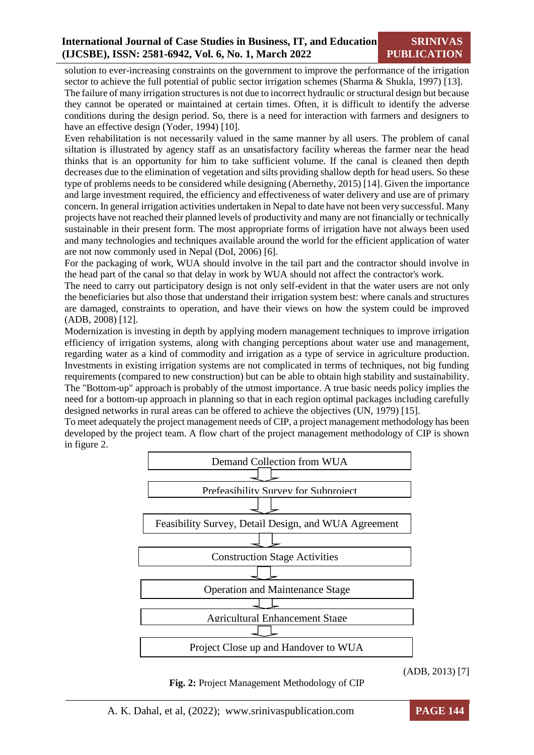solution to ever-increasing constraints on the government to improve the performance of the irrigation sector to achieve the full potential of public sector irrigation schemes (Sharma & Shukla, 1997) [13].

The failure of many irrigation structures is not due to incorrect hydraulic or structural design but because they cannot be operated or maintained at certain times. Often, it is difficult to identify the adverse conditions during the design period. So, there is a need for interaction with farmers and designers to have an effective design (Yoder, 1994) [10].

Even rehabilitation is not necessarily valued in the same manner by all users. The problem of canal siltation is illustrated by agency staff as an unsatisfactory facility whereas the farmer near the head thinks that is an opportunity for him to take sufficient volume. If the canal is cleaned then depth decreases due to the elimination of vegetation and silts providing shallow depth for head users. So these type of problems needs to be considered while designing (Abernethy, 2015) [14]. Given the importance and large investment required, the efficiency and effectiveness of water delivery and use are of primary concern. In general irrigation activities undertaken in Nepal to date have not been very successful. Many projects have not reached their planned levels of productivity and many are not financially or technically sustainable in their present form. The most appropriate forms of irrigation have not always been used and many technologies and techniques available around the world for the efficient application of water are not now commonly used in Nepal (DoI, 2006) [6].

For the packaging of work, WUA should involve in the tail part and the contractor should involve in the head part of the canal so that delay in work by WUA should not affect the contractor's work.

The need to carry out participatory design is not only self-evident in that the water users are not only the beneficiaries but also those that understand their irrigation system best: where canals and structures are damaged, constraints to operation, and have their views on how the system could be improved (ADB, 2008) [12].

Modernization is investing in depth by applying modern management techniques to improve irrigation efficiency of irrigation systems, along with changing perceptions about water use and management, regarding water as a kind of commodity and irrigation as a type of service in agriculture production. Investments in existing irrigation systems are not complicated in terms of techniques, not big funding requirements (compared to new construction) but can be able to obtain high stability and sustainability. The "Bottom-up" approach is probably of the utmost importance. A true basic needs policy implies the need for a bottom-up approach in planning so that in each region optimal packages including carefully designed networks in rural areas can be offered to achieve the objectives (UN, 1979) [15].

To meet adequately the project management needs of CIP, a project management methodology has been developed by the project team. A flow chart of the project management methodology of CIP is shown in figure 2.

Demand Collection from WUA
↓
Prefeasibility Survey for Subproject
↓
Feasibility Survey, Detail Design, and WUA Agreement
↓
Construction Stage Activities
↓
Operation and Maintenance Stage
↓
Agricultural Enhancement Stage
↓
Project Close up and Handover to WUA

(ADB, 2013) [7]

**Fig. 2:** Project Management Methodology of CIP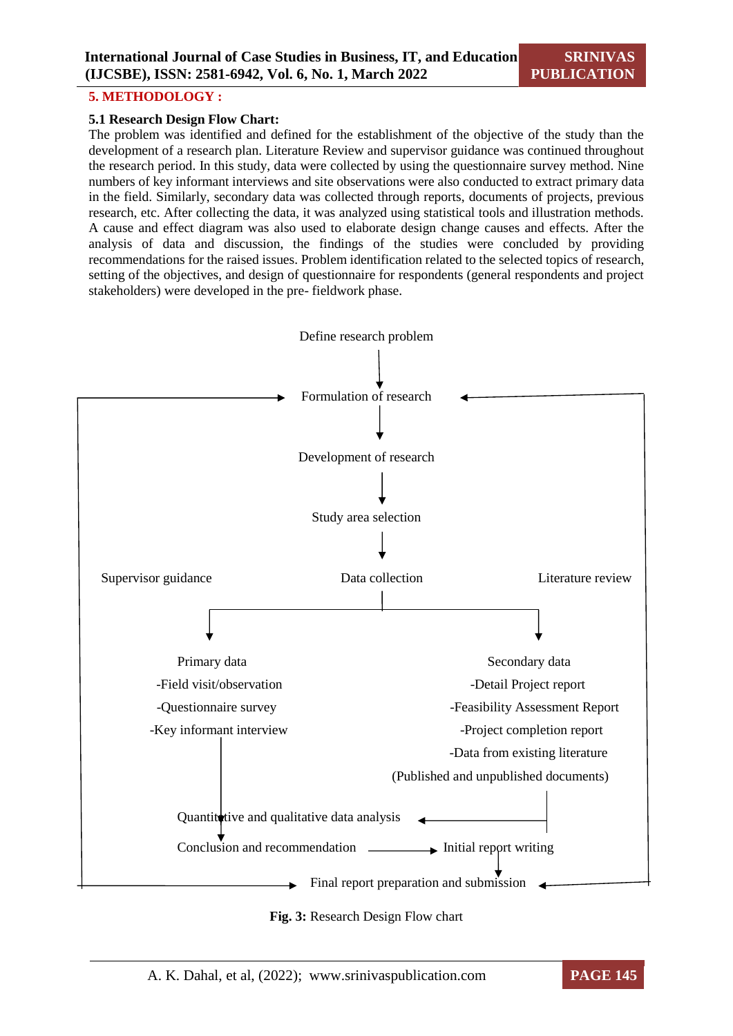## 5. METHODOLOGY :

### 5.1 Research Design Flow Chart:

The problem was identified and defined for the establishment of the objective of the study than the development of a research plan. Literature Review and supervisor guidance was continued throughout the research period. In this study, data were collected by using the questionnaire survey method. Nine numbers of key informant interviews and site observations were also conducted to extract primary data in the field. Similarly, secondary data was collected through reports, documents of projects, previous research, etc. After collecting the data, it was analyzed using statistical tools and illustration methods. A cause and effect diagram was also used to elaborate design change causes and effects. After the analysis of data and discussion, the findings of the studies were concluded by providing recommendations for the raised issues. Problem identification related to the selected topics of research, setting of the objectives, and design of questionnaire for respondents (general respondents and project stakeholders) were developed in the pre- fieldwork phase.

Define research problem

Formulation of research

Development of research

Study area selection

Supervisor guidance | Data collection | Literature review

Primary data
- Field visit/observation
- Questionnaire survey
- Key informant interview

Secondary data
- Detail Project report
- Feasibility Assessment Report
- Project completion report
- Data from existing literature

(Published and unpublished documents)

Quantitative and qualitative data analysis

Conclusion and recommendation → Initial report writing

Final report preparation and submission

**Fig. 3:** Research Design Flow chart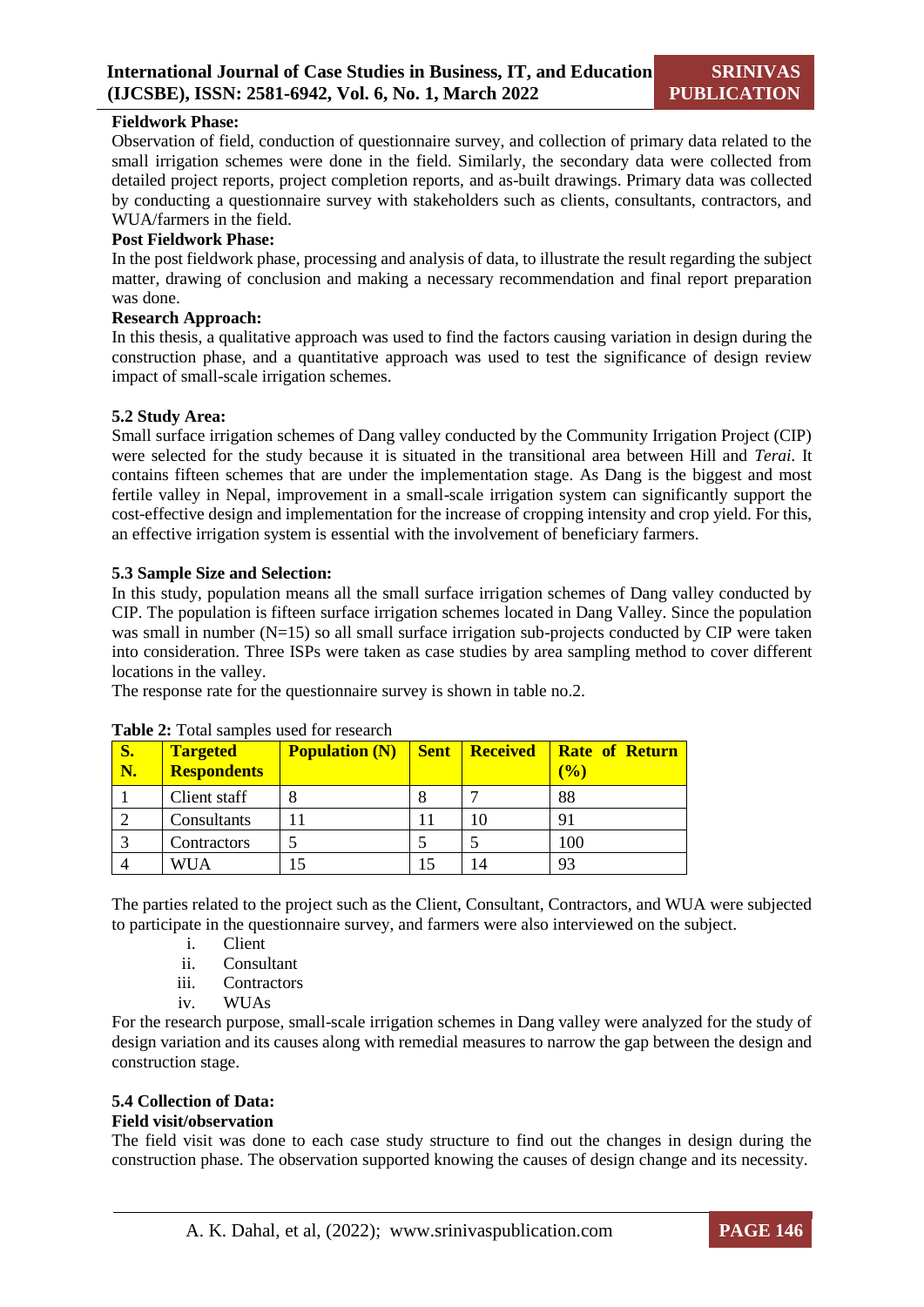**Fieldwork Phase:**

Observation of field, conduction of questionnaire survey, and collection of primary data related to the small irrigation schemes were done in the field. Similarly, the secondary data were collected from detailed project reports, project completion reports, and as-built drawings. Primary data was collected by conducting a questionnaire survey with stakeholders such as clients, consultants, contractors, and WUA/farmers in the field.

**Post Fieldwork Phase:**

In the post fieldwork phase, processing and analysis of data, to illustrate the result regarding the subject matter, drawing of conclusion and making a necessary recommendation and final report preparation was done.

**Research Approach:**

In this thesis, a qualitative approach was used to find the factors causing variation in design during the construction phase, and a quantitative approach was used to test the significance of design review impact of small-scale irrigation schemes.

### 5.2 Study Area:

Small surface irrigation schemes of Dang valley conducted by the Community Irrigation Project (CIP) were selected for the study because it is situated in the transitional area between Hill and *Terai*. It contains fifteen schemes that are under the implementation stage. As Dang is the biggest and most fertile valley in Nepal, improvement in a small-scale irrigation system can significantly support the cost-effective design and implementation for the increase of cropping intensity and crop yield. For this, an effective irrigation system is essential with the involvement of beneficiary farmers.

### 5.3 Sample Size and Selection:

In this study, population means all the small surface irrigation schemes of Dang valley conducted by CIP. The population is fifteen surface irrigation schemes located in Dang Valley. Since the population was small in number (N=15) so all small surface irrigation sub-projects conducted by CIP were taken into consideration. Three ISPs were taken as case studies by area sampling method to cover different locations in the valley.

The response rate for the questionnaire survey is shown in table no.2.

**Table 2:** Total samples used for research

| S. N. | Targeted Respondents | Population (N) | Sent | Received | Rate of Return (%) |
|---|---|---|---|---|---|
| 1 | Client staff | 8 | 8 | 7 | 88 |
| 2 | Consultants | 11 | 11 | 10 | 91 |
| 3 | Contractors | 5 | 5 | 5 | 100 |
| 4 | WUA | 15 | 15 | 14 | 93 |

The parties related to the project such as the Client, Consultant, Contractors, and WUA were subjected to participate in the questionnaire survey, and farmers were also interviewed on the subject.

i. Client
ii. Consultant
iii. Contractors
iv. WUAs

For the research purpose, small-scale irrigation schemes in Dang valley were analyzed for the study of design variation and its causes along with remedial measures to narrow the gap between the design and construction stage.

### 5.4 Collection of Data:

**Field visit/observation**

The field visit was done to each case study structure to find out the changes in design during the construction phase. The observation supported knowing the causes of design change and its necessity.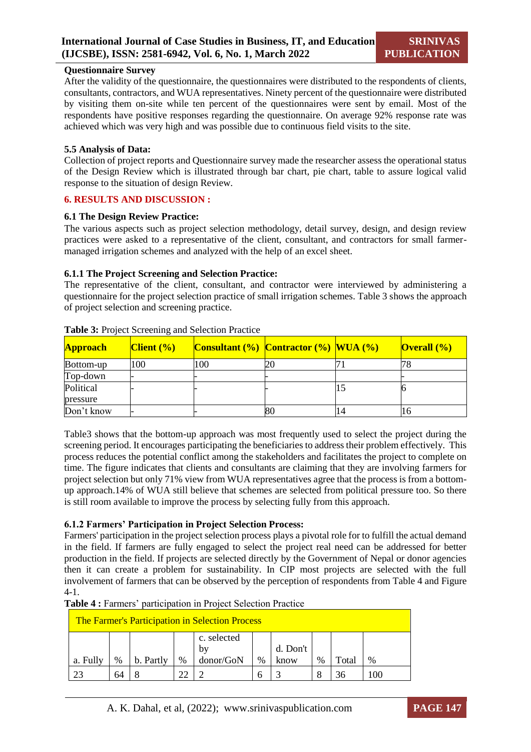**Questionnaire Survey**

After the validity of the questionnaire, the questionnaires were distributed to the respondents of clients, consultants, contractors, and WUA representatives. Ninety percent of the questionnaire were distributed by visiting them on-site while ten percent of the questionnaires were sent by email. Most of the respondents have positive responses regarding the questionnaire. On average 92% response rate was achieved which was very high and was possible due to continuous field visits to the site.

**5.5 Analysis of Data:**

Collection of project reports and Questionnaire survey made the researcher assess the operational status of the Design Review which is illustrated through bar chart, pie chart, table to assure logical valid response to the situation of design Review.

## 6. RESULTS AND DISCUSSION :

### 6.1 The Design Review Practice:

The various aspects such as project selection methodology, detail survey, design, and design review practices were asked to a representative of the client, consultant, and contractors for small farmer-managed irrigation schemes and analyzed with the help of an excel sheet.

#### 6.1.1 The Project Screening and Selection Practice:

The representative of the client, consultant, and contractor were interviewed by administering a questionnaire for the project selection practice of small irrigation schemes. Table 3 shows the approach of project selection and screening practice.

**Table 3:** Project Screening and Selection Practice

| Approach | Client (%) | Consultant (%) | Contractor (%) | WUA (%) | Overall (%) |
|---|---|---|---|---|---|
| Bottom-up | 100 | 100 | 20 | 71 | 78 |
| Top-down | - | - | - | | - |
| Political pressure | - | - | - | 15 | 6 |
| Don't know | - | - | 80 | 14 | 16 |

Table3 shows that the bottom-up approach was most frequently used to select the project during the screening period. It encourages participating the beneficiaries to address their problem effectively. This process reduces the potential conflict among the stakeholders and facilitates the project to complete on time. The figure indicates that clients and consultants are claiming that they are involving farmers for project selection but only 71% view from WUA representatives agree that the process is from a bottom-up approach.14% of WUA still believe that schemes are selected from political pressure too. So there is still room available to improve the process by selecting fully from this approach.

#### 6.1.2 Farmers' Participation in Project Selection Process:

Farmers' participation in the project selection process plays a pivotal role for to fulfill the actual demand in the field. If farmers are fully engaged to select the project real need can be addressed for better production in the field. If projects are selected directly by the Government of Nepal or donor agencies then it can create a problem for sustainability. In CIP most projects are selected with the full involvement of farmers that can be observed by the perception of respondents from Table 4 and Figure 4-1.

**Table 4 :** Farmers' participation in Project Selection Practice

| The Farmer's Participation in Selection Process | | | | | | | | | |
|---|---|---|---|---|---|---|---|---|---|
| a. Fully | % | b. Partly | % | c. selected by donor/GoN | % | d. Don't know | % | Total | % |
| 23 | 64 | 8 | 22 | 2 | 6 | 3 | 8 | 36 | 100 |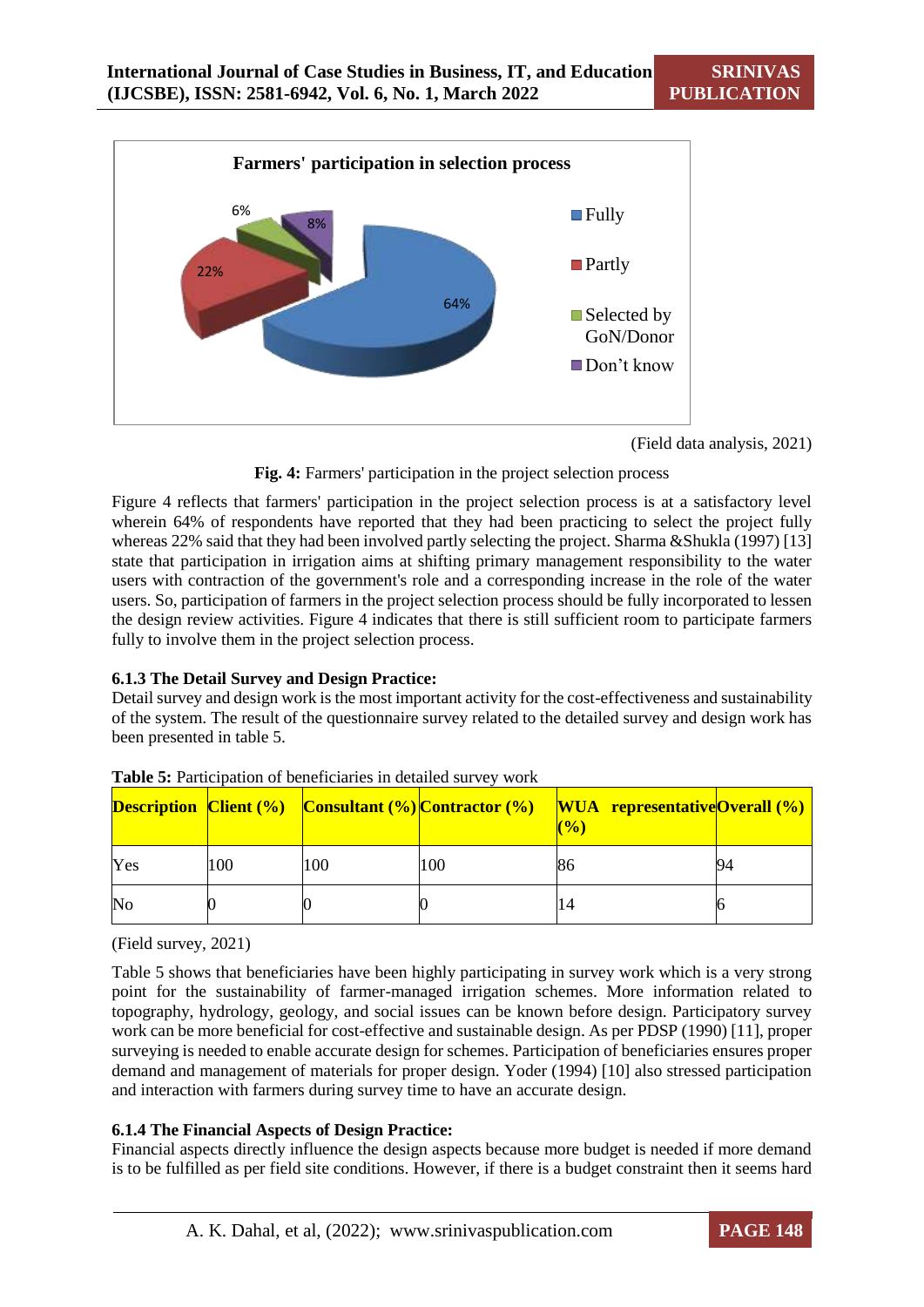(Field data analysis, 2021)

**Fig. 4:** Farmers' participation in the project selection process

Figure 4 reflects that farmers' participation in the project selection process is at a satisfactory level wherein 64% of respondents have reported that they had been practicing to select the project fully whereas 22% said that they had been involved partly selecting the project. Sharma &Shukla (1997) [13] state that participation in irrigation aims at shifting primary management responsibility to the water users with contraction of the government's role and a corresponding increase in the role of the water users. So, participation of farmers in the project selection process should be fully incorporated to lessen the design review activities. Figure 4 indicates that there is still sufficient room to participate farmers fully to involve them in the project selection process.

### 6.1.3 The Detail Survey and Design Practice:

Detail survey and design work is the most important activity for the cost-effectiveness and sustainability of the system. The result of the questionnaire survey related to the detailed survey and design work has been presented in table 5.

**Table 5:** Participation of beneficiaries in detailed survey work

| Description | Client (%) | Consultant (%) | Contractor (%) | WUA representative (%) | Overall (%) |
|---|---|---|---|---|---|
| Yes | 100 | 100 | 100 | 86 | 94 |
| No | 0 | 0 | 0 | 14 | 6 |

(Field survey, 2021)

Table 5 shows that beneficiaries have been highly participating in survey work which is a very strong point for the sustainability of farmer-managed irrigation schemes. More information related to topography, hydrology, geology, and social issues can be known before design. Participatory survey work can be more beneficial for cost-effective and sustainable design. As per PDSP (1990) [11], proper surveying is needed to enable accurate design for schemes. Participation of beneficiaries ensures proper demand and management of materials for proper design. Yoder (1994) [10] also stressed participation and interaction with farmers during survey time to have an accurate design.

### 6.1.4 The Financial Aspects of Design Practice:

Financial aspects directly influence the design aspects because more budget is needed if more demand is to be fulfilled as per field site conditions. However, if there is a budget constraint then it seems hard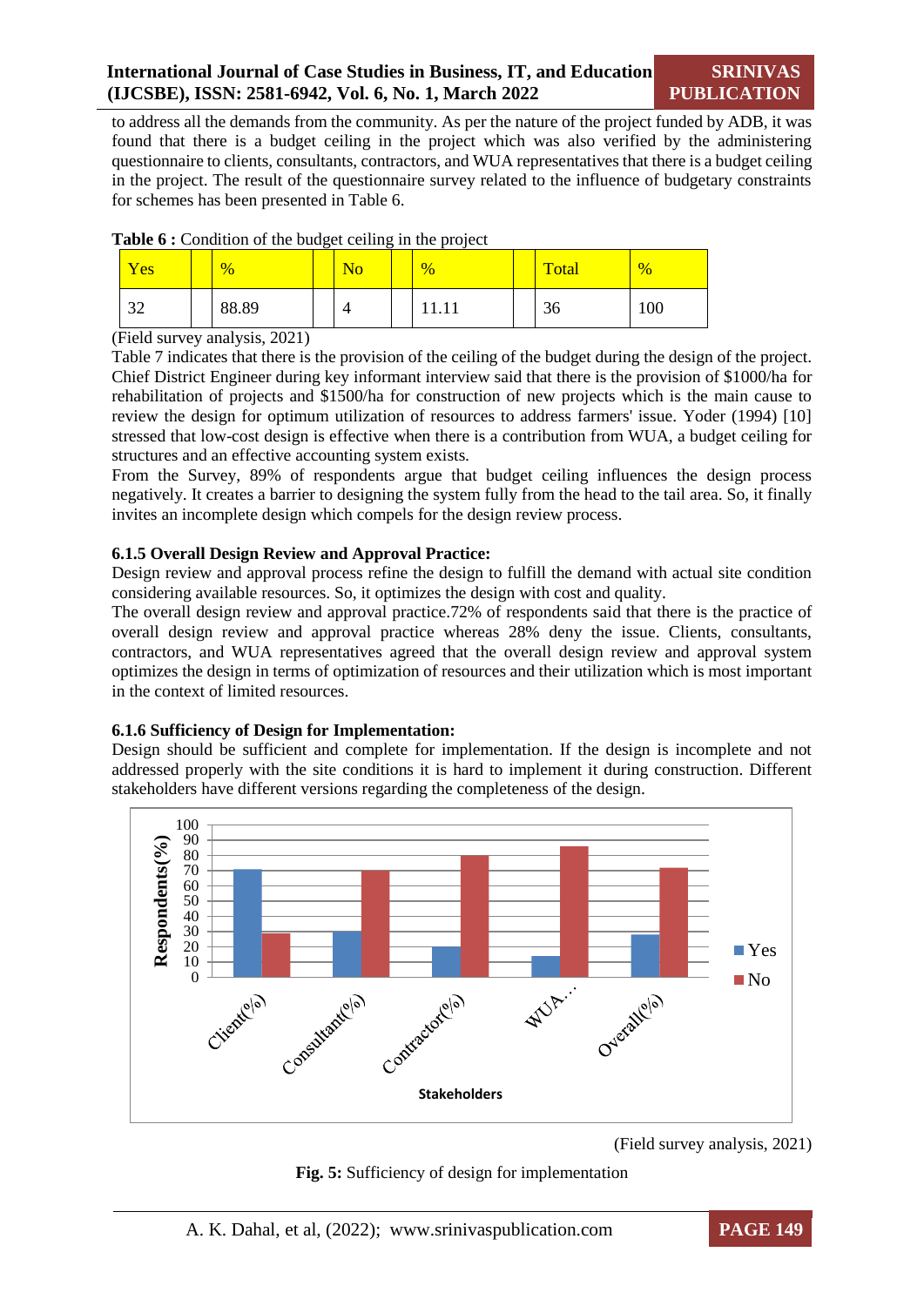to address all the demands from the community. As per the nature of the project funded by ADB, it was found that there is a budget ceiling in the project which was also verified by the administering questionnaire to clients, consultants, contractors, and WUA representatives that there is a budget ceiling in the project. The result of the questionnaire survey related to the influence of budgetary constraints for schemes has been presented in Table 6.

**Table 6 :** Condition of the budget ceiling in the project

| Yes | % | No | % | Total | % |
|---|---|---|---|---|---|
| 32 | 88.89 | 4 | 11.11 | 36 | 100 |

(Field survey analysis, 2021)

Table 7 indicates that there is the provision of the ceiling of the budget during the design of the project. Chief District Engineer during key informant interview said that there is the provision of $1000/ha for rehabilitation of projects and $1500/ha for construction of new projects which is the main cause to review the design for optimum utilization of resources to address farmers' issue. Yoder (1994) [10] stressed that low-cost design is effective when there is a contribution from WUA, a budget ceiling for structures and an effective accounting system exists.

From the Survey, 89% of respondents argue that budget ceiling influences the design process negatively. It creates a barrier to designing the system fully from the head to the tail area. So, it finally invites an incomplete design which compels for the design review process.

### 6.1.5 Overall Design Review and Approval Practice:

Design review and approval process refine the design to fulfill the demand with actual site condition considering available resources. So, it optimizes the design with cost and quality.

The overall design review and approval practice.72% of respondents said that there is the practice of overall design review and approval practice whereas 28% deny the issue. Clients, consultants, contractors, and WUA representatives agreed that the overall design review and approval system optimizes the design in terms of optimization of resources and their utilization which is most important in the context of limited resources.

### 6.1.6 Sufficiency of Design for Implementation:

Design should be sufficient and complete for implementation. If the design is incomplete and not addressed properly with the site conditions it is hard to implement it during construction. Different stakeholders have different versions regarding the completeness of the design.

(Field survey analysis, 2021)

**Fig. 5:** Sufficiency of design for implementation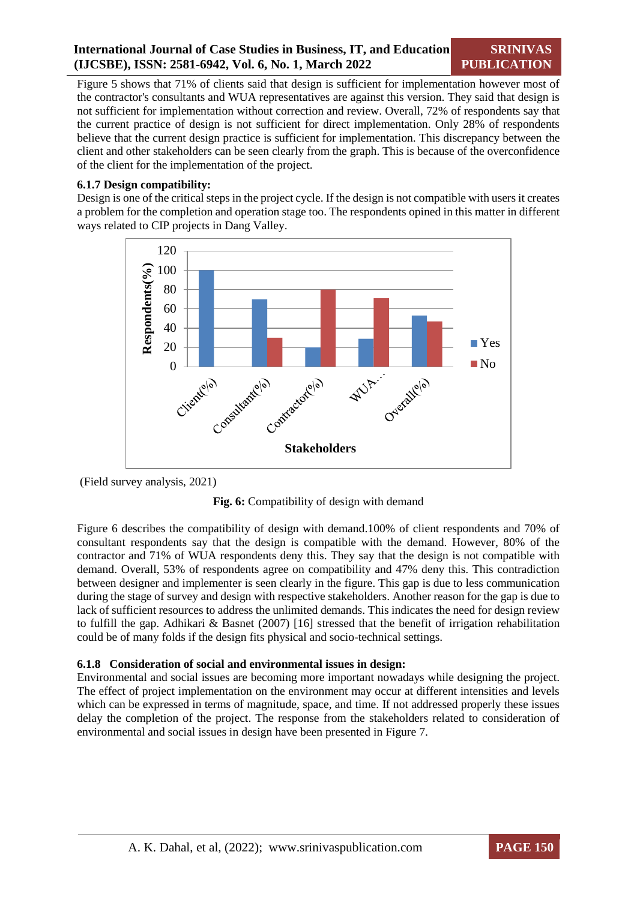Figure 5 shows that 71% of clients said that design is sufficient for implementation however most of the contractor's consultants and WUA representatives are against this version. They said that design is not sufficient for implementation without correction and review. Overall, 72% of respondents say that the current practice of design is not sufficient for direct implementation. Only 28% of respondents believe that the current design practice is sufficient for implementation. This discrepancy between the client and other stakeholders can be seen clearly from the graph. This is because of the overconfidence of the client for the implementation of the project.

**6.1.7 Design compatibility:**

Design is one of the critical steps in the project cycle. If the design is not compatible with users it creates a problem for the completion and operation stage too. The respondents opined in this matter in different ways related to CIP projects in Dang Valley.

(Field survey analysis, 2021)

**Fig. 6:** Compatibility of design with demand

Figure 6 describes the compatibility of design with demand.100% of client respondents and 70% of consultant respondents say that the design is compatible with the demand. However, 80% of the contractor and 71% of WUA respondents deny this. They say that the design is not compatible with demand. Overall, 53% of respondents agree on compatibility and 47% deny this. This contradiction between designer and implementer is seen clearly in the figure. This gap is due to less communication during the stage of survey and design with respective stakeholders. Another reason for the gap is due to lack of sufficient resources to address the unlimited demands. This indicates the need for design review to fulfill the gap. Adhikari & Basnet (2007) [16] stressed that the benefit of irrigation rehabilitation could be of many folds if the design fits physical and socio-technical settings.

**6.1.8 Consideration of social and environmental issues in design:**

Environmental and social issues are becoming more important nowadays while designing the project. The effect of project implementation on the environment may occur at different intensities and levels which can be expressed in terms of magnitude, space, and time. If not addressed properly these issues delay the completion of the project. The response from the stakeholders related to consideration of environmental and social issues in design have been presented in Figure 7.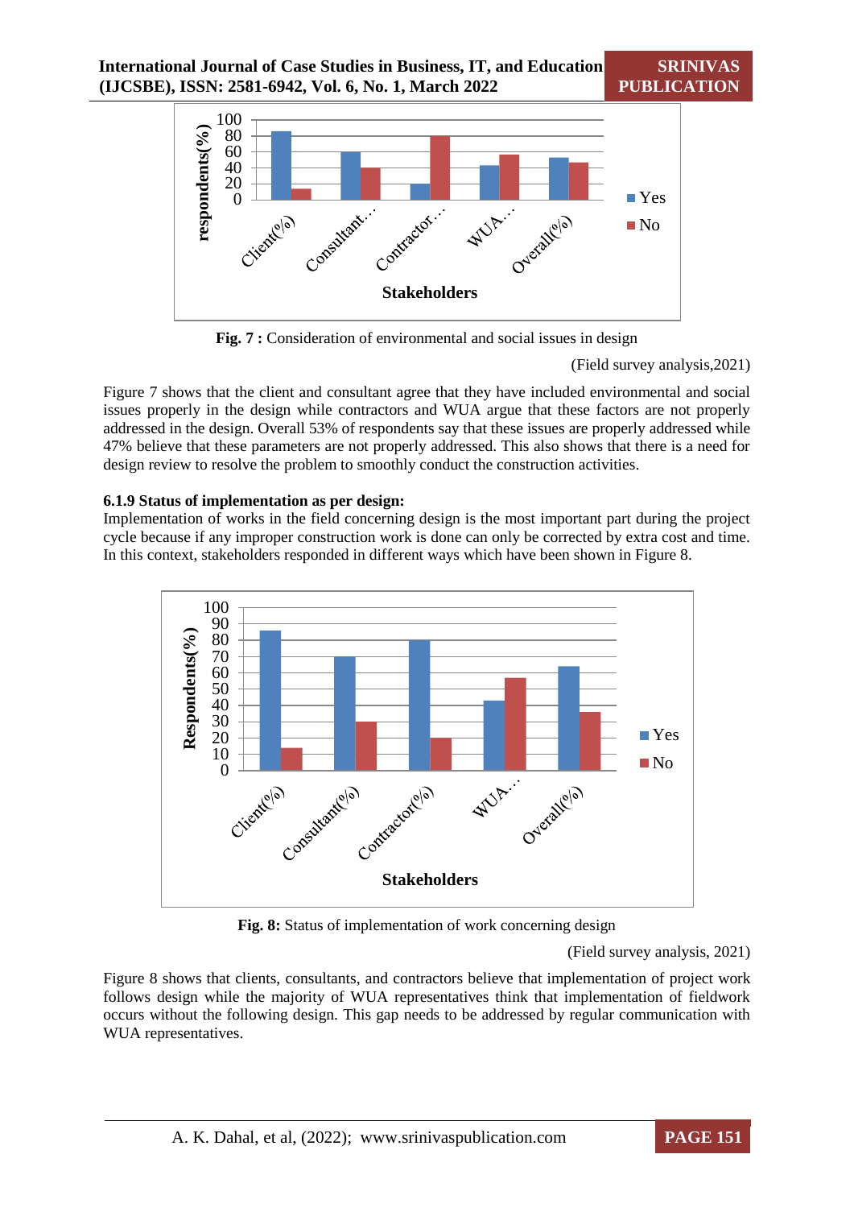**Fig. 7 :** Consideration of environmental and social issues in design

(Field survey analysis,2021)

Figure 7 shows that the client and consultant agree that they have included environmental and social issues properly in the design while contractors and WUA argue that these factors are not properly addressed in the design. Overall 53% of respondents say that these issues are properly addressed while 47% believe that these parameters are not properly addressed. This also shows that there is a need for design review to resolve the problem to smoothly conduct the construction activities.

#### 6.1.9 Status of implementation as per design:

Implementation of works in the field concerning design is the most important part during the project cycle because if any improper construction work is done can only be corrected by extra cost and time. In this context, stakeholders responded in different ways which have been shown in Figure 8.

**Fig. 8:** Status of implementation of work concerning design

(Field survey analysis, 2021)

Figure 8 shows that clients, consultants, and contractors believe that implementation of project work follows design while the majority of WUA representatives think that implementation of fieldwork occurs without the following design. This gap needs to be addressed by regular communication with WUA representatives.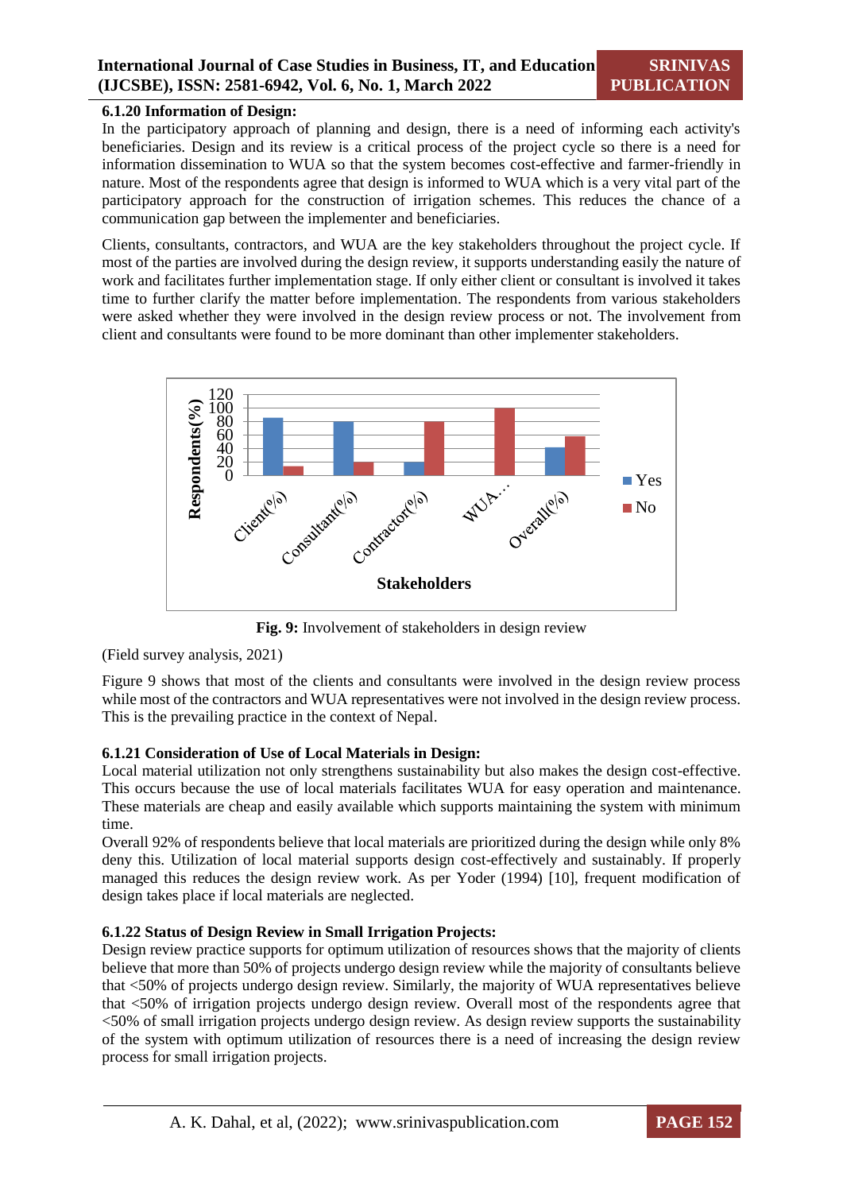### 6.1.20 Information of Design:

In the participatory approach of planning and design, there is a need of informing each activity's beneficiaries. Design and its review is a critical process of the project cycle so there is a need for information dissemination to WUA so that the system becomes cost-effective and farmer-friendly in nature. Most of the respondents agree that design is informed to WUA which is a very vital part of the participatory approach for the construction of irrigation schemes. This reduces the chance of a communication gap between the implementer and beneficiaries.

Clients, consultants, contractors, and WUA are the key stakeholders throughout the project cycle. If most of the parties are involved during the design review, it supports understanding easily the nature of work and facilitates further implementation stage. If only either client or consultant is involved it takes time to further clarify the matter before implementation. The respondents from various stakeholders were asked whether they were involved in the design review process or not. The involvement from client and consultants were found to be more dominant than other implementer stakeholders.

**Fig. 9:** Involvement of stakeholders in design review

(Field survey analysis, 2021)

Figure 9 shows that most of the clients and consultants were involved in the design review process while most of the contractors and WUA representatives were not involved in the design review process. This is the prevailing practice in the context of Nepal.

### 6.1.21 Consideration of Use of Local Materials in Design:

Local material utilization not only strengthens sustainability but also makes the design cost-effective. This occurs because the use of local materials facilitates WUA for easy operation and maintenance. These materials are cheap and easily available which supports maintaining the system with minimum time.

Overall 92% of respondents believe that local materials are prioritized during the design while only 8% deny this. Utilization of local material supports design cost-effectively and sustainably. If properly managed this reduces the design review work. As per Yoder (1994) [10], frequent modification of design takes place if local materials are neglected.

### 6.1.22 Status of Design Review in Small Irrigation Projects:

Design review practice supports for optimum utilization of resources shows that the majority of clients believe that more than 50% of projects undergo design review while the majority of consultants believe that <50% of projects undergo design review. Similarly, the majority of WUA representatives believe that <50% of irrigation projects undergo design review. Overall most of the respondents agree that <50% of small irrigation projects undergo design review. As design review supports the sustainability of the system with optimum utilization of resources there is a need of increasing the design review process for small irrigation projects.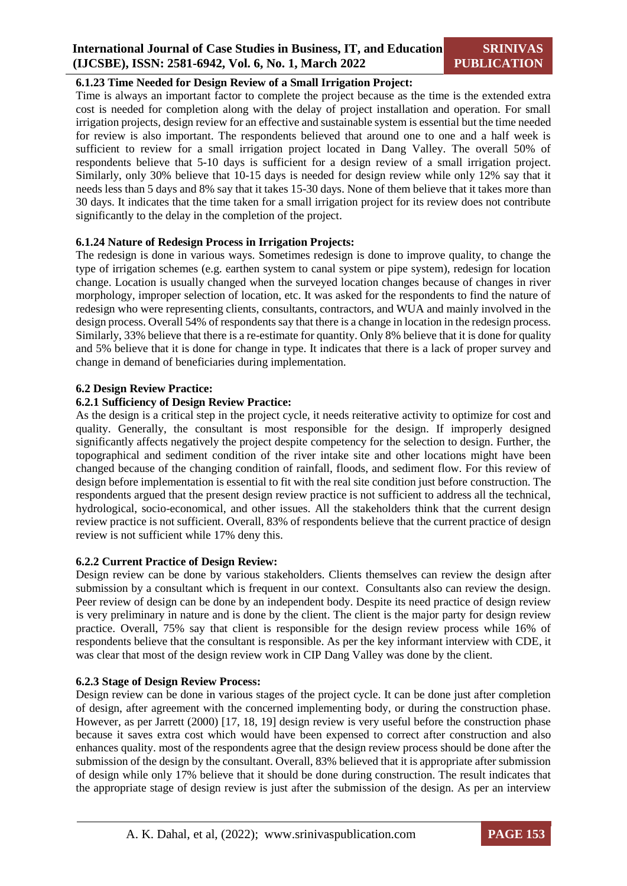### 6.1.23 Time Needed for Design Review of a Small Irrigation Project:

Time is always an important factor to complete the project because as the time is the extended extra cost is needed for completion along with the delay of project installation and operation. For small irrigation projects, design review for an effective and sustainable system is essential but the time needed for review is also important. The respondents believed that around one to one and a half week is sufficient to review for a small irrigation project located in Dang Valley. The overall 50% of respondents believe that 5-10 days is sufficient for a design review of a small irrigation project. Similarly, only 30% believe that 10-15 days is needed for design review while only 12% say that it needs less than 5 days and 8% say that it takes 15-30 days. None of them believe that it takes more than 30 days. It indicates that the time taken for a small irrigation project for its review does not contribute significantly to the delay in the completion of the project.

### 6.1.24 Nature of Redesign Process in Irrigation Projects:

The redesign is done in various ways. Sometimes redesign is done to improve quality, to change the type of irrigation schemes (e.g. earthen system to canal system or pipe system), redesign for location change. Location is usually changed when the surveyed location changes because of changes in river morphology, improper selection of location, etc. It was asked for the respondents to find the nature of redesign who were representing clients, consultants, contractors, and WUA and mainly involved in the design process. Overall 54% of respondents say that there is a change in location in the redesign process. Similarly, 33% believe that there is a re-estimate for quantity. Only 8% believe that it is done for quality and 5% believe that it is done for change in type. It indicates that there is a lack of proper survey and change in demand of beneficiaries during implementation.

## 6.2 Design Review Practice:

### 6.2.1 Sufficiency of Design Review Practice:

As the design is a critical step in the project cycle, it needs reiterative activity to optimize for cost and quality. Generally, the consultant is most responsible for the design. If improperly designed significantly affects negatively the project despite competency for the selection to design. Further, the topographical and sediment condition of the river intake site and other locations might have been changed because of the changing condition of rainfall, floods, and sediment flow. For this review of design before implementation is essential to fit with the real site condition just before construction. The respondents argued that the present design review practice is not sufficient to address all the technical, hydrological, socio-economical, and other issues. All the stakeholders think that the current design review practice is not sufficient. Overall, 83% of respondents believe that the current practice of design review is not sufficient while 17% deny this.

### 6.2.2 Current Practice of Design Review:

Design review can be done by various stakeholders. Clients themselves can review the design after submission by a consultant which is frequent in our context. Consultants also can review the design. Peer review of design can be done by an independent body. Despite its need practice of design review is very preliminary in nature and is done by the client. The client is the major party for design review practice. Overall, 75% say that client is responsible for the design review process while 16% of respondents believe that the consultant is responsible. As per the key informant interview with CDE, it was clear that most of the design review work in CIP Dang Valley was done by the client.

### 6.2.3 Stage of Design Review Process:

Design review can be done in various stages of the project cycle. It can be done just after completion of design, after agreement with the concerned implementing body, or during the construction phase. However, as per Jarrett (2000) [17, 18, 19] design review is very useful before the construction phase because it saves extra cost which would have been expensed to correct after construction and also enhances quality. most of the respondents agree that the design review process should be done after the submission of the design by the consultant. Overall, 83% believed that it is appropriate after submission of design while only 17% believe that it should be done during construction. The result indicates that the appropriate stage of design review is just after the submission of the design. As per an interview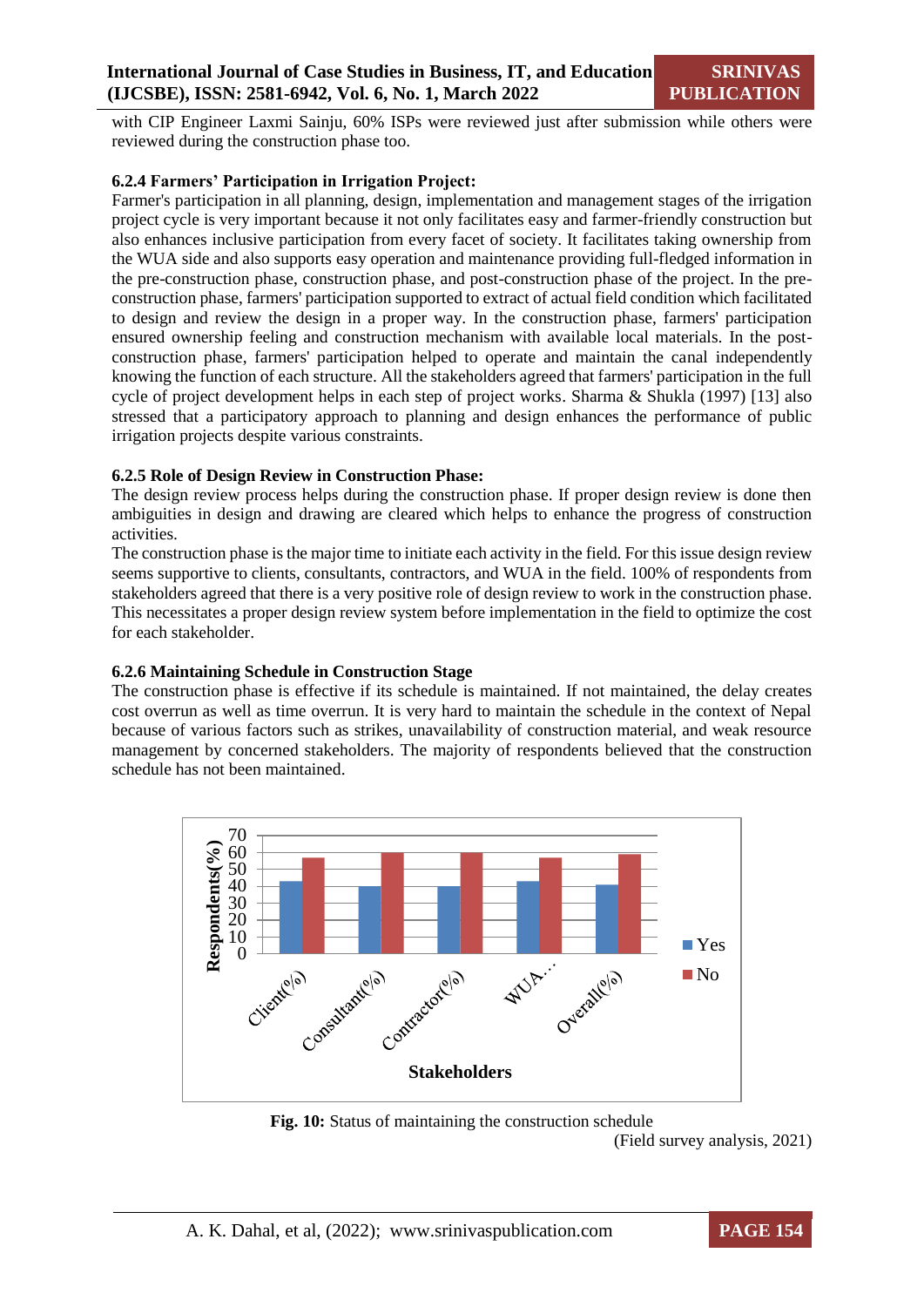with CIP Engineer Laxmi Sainju, 60% ISPs were reviewed just after submission while others were reviewed during the construction phase too.

### 6.2.4 Farmers' Participation in Irrigation Project:

Farmer's participation in all planning, design, implementation and management stages of the irrigation project cycle is very important because it not only facilitates easy and farmer-friendly construction but also enhances inclusive participation from every facet of society. It facilitates taking ownership from the WUA side and also supports easy operation and maintenance providing full-fledged information in the pre-construction phase, construction phase, and post-construction phase of the project. In the pre-construction phase, farmers' participation supported to extract of actual field condition which facilitated to design and review the design in a proper way. In the construction phase, farmers' participation ensured ownership feeling and construction mechanism with available local materials. In the post-construction phase, farmers' participation helped to operate and maintain the canal independently knowing the function of each structure. All the stakeholders agreed that farmers' participation in the full cycle of project development helps in each step of project works. Sharma & Shukla (1997) [13] also stressed that a participatory approach to planning and design enhances the performance of public irrigation projects despite various constraints.

### 6.2.5 Role of Design Review in Construction Phase:

The design review process helps during the construction phase. If proper design review is done then ambiguities in design and drawing are cleared which helps to enhance the progress of construction activities.

The construction phase is the major time to initiate each activity in the field. For this issue design review seems supportive to clients, consultants, contractors, and WUA in the field. 100% of respondents from stakeholders agreed that there is a very positive role of design review to work in the construction phase. This necessitates a proper design review system before implementation in the field to optimize the cost for each stakeholder.

### 6.2.6 Maintaining Schedule in Construction Stage

The construction phase is effective if its schedule is maintained. If not maintained, the delay creates cost overrun as well as time overrun. It is very hard to maintain the schedule in the context of Nepal because of various factors such as strikes, unavailability of construction material, and weak resource management by concerned stakeholders. The majority of respondents believed that the construction schedule has not been maintained.

**Fig. 10:** Status of maintaining the construction schedule

(Field survey analysis, 2021)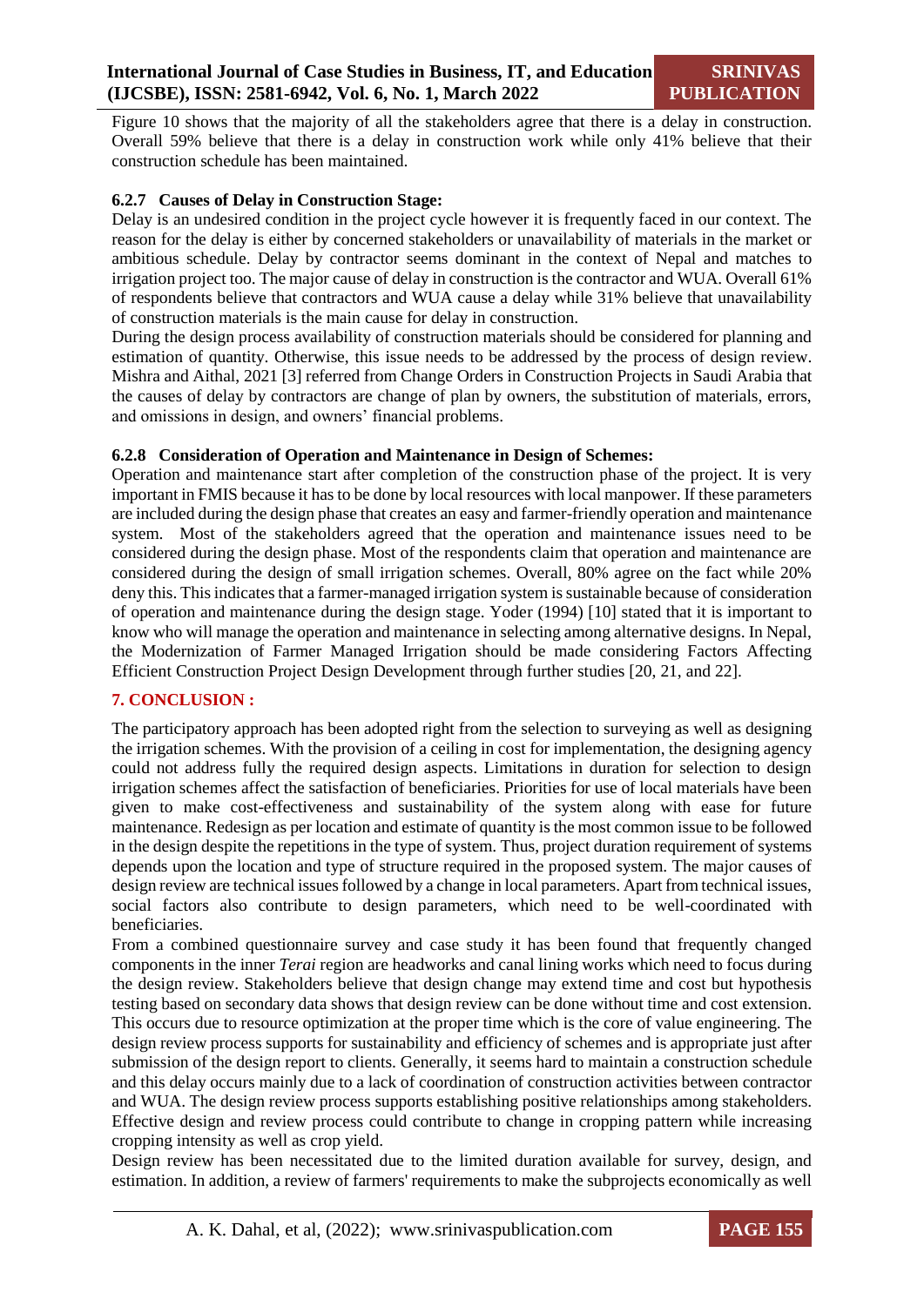Figure 10 shows that the majority of all the stakeholders agree that there is a delay in construction. Overall 59% believe that there is a delay in construction work while only 41% believe that their construction schedule has been maintained.

### 6.2.7 Causes of Delay in Construction Stage:

Delay is an undesired condition in the project cycle however it is frequently faced in our context. The reason for the delay is either by concerned stakeholders or unavailability of materials in the market or ambitious schedule. Delay by contractor seems dominant in the context of Nepal and matches to irrigation project too. The major cause of delay in construction is the contractor and WUA. Overall 61% of respondents believe that contractors and WUA cause a delay while 31% believe that unavailability of construction materials is the main cause for delay in construction.

During the design process availability of construction materials should be considered for planning and estimation of quantity. Otherwise, this issue needs to be addressed by the process of design review. Mishra and Aithal, 2021 [3] referred from Change Orders in Construction Projects in Saudi Arabia that the causes of delay by contractors are change of plan by owners, the substitution of materials, errors, and omissions in design, and owners' financial problems.

### 6.2.8 Consideration of Operation and Maintenance in Design of Schemes:

Operation and maintenance start after completion of the construction phase of the project. It is very important in FMIS because it has to be done by local resources with local manpower. If these parameters are included during the design phase that creates an easy and farmer-friendly operation and maintenance system. Most of the stakeholders agreed that the operation and maintenance issues need to be considered during the design phase. Most of the respondents claim that operation and maintenance are considered during the design of small irrigation schemes. Overall, 80% agree on the fact while 20% deny this. This indicates that a farmer-managed irrigation system is sustainable because of consideration of operation and maintenance during the design stage. Yoder (1994) [10] stated that it is important to know who will manage the operation and maintenance in selecting among alternative designs. In Nepal, the Modernization of Farmer Managed Irrigation should be made considering Factors Affecting Efficient Construction Project Design Development through further studies [20, 21, and 22].

## 7. CONCLUSION :

The participatory approach has been adopted right from the selection to surveying as well as designing the irrigation schemes. With the provision of a ceiling in cost for implementation, the designing agency could not address fully the required design aspects. Limitations in duration for selection to design irrigation schemes affect the satisfaction of beneficiaries. Priorities for use of local materials have been given to make cost-effectiveness and sustainability of the system along with ease for future maintenance. Redesign as per location and estimate of quantity is the most common issue to be followed in the design despite the repetitions in the type of system. Thus, project duration requirement of systems depends upon the location and type of structure required in the proposed system. The major causes of design review are technical issues followed by a change in local parameters. Apart from technical issues, social factors also contribute to design parameters, which need to be well-coordinated with beneficiaries.

From a combined questionnaire survey and case study it has been found that frequently changed components in the inner *Terai* region are headworks and canal lining works which need to focus during the design review. Stakeholders believe that design change may extend time and cost but hypothesis testing based on secondary data shows that design review can be done without time and cost extension. This occurs due to resource optimization at the proper time which is the core of value engineering. The design review process supports for sustainability and efficiency of schemes and is appropriate just after submission of the design report to clients. Generally, it seems hard to maintain a construction schedule and this delay occurs mainly due to a lack of coordination of construction activities between contractor and WUA. The design review process supports establishing positive relationships among stakeholders. Effective design and review process could contribute to change in cropping pattern while increasing cropping intensity as well as crop yield.

Design review has been necessitated due to the limited duration available for survey, design, and estimation. In addition, a review of farmers' requirements to make the subprojects economically as well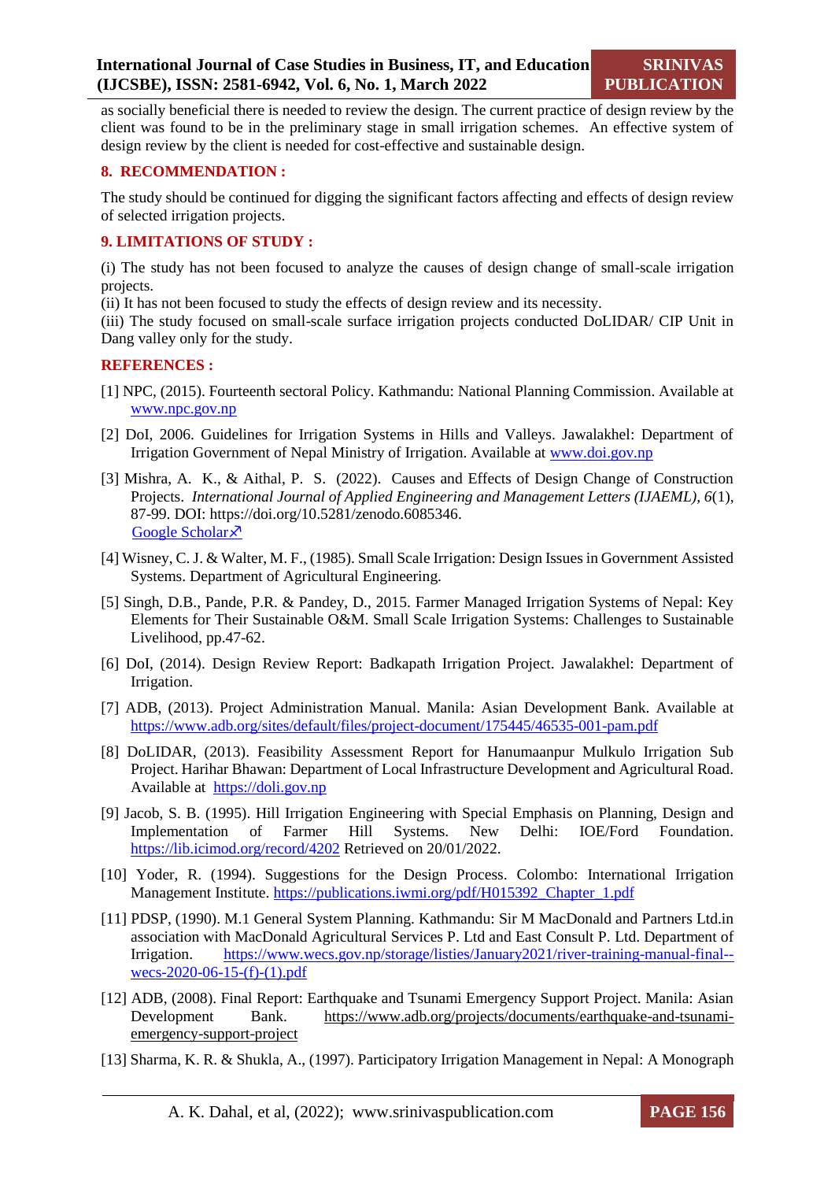as socially beneficial there is needed to review the design. The current practice of design review by the client was found to be in the preliminary stage in small irrigation schemes. An effective system of design review by the client is needed for cost-effective and sustainable design.

## 8. RECOMMENDATION :

The study should be continued for digging the significant factors affecting and effects of design review of selected irrigation projects.

## 9. LIMITATIONS OF STUDY :

(i) The study has not been focused to analyze the causes of design change of small-scale irrigation projects.
(ii) It has not been focused to study the effects of design review and its necessity.
(iii) The study focused on small-scale surface irrigation projects conducted DoLIDAR/ CIP Unit in Dang valley only for the study.

## REFERENCES :

[1] NPC, (2015). Fourteenth sectoral Policy. Kathmandu: National Planning Commission. Available at www.npc.gov.np

[2] DoI, 2006. Guidelines for Irrigation Systems in Hills and Valleys. Jawalakhel: Department of Irrigation Government of Nepal Ministry of Irrigation. Available at www.doi.gov.np

[3] Mishra, A. K., & Aithal, P. S. (2022). Causes and Effects of Design Change of Construction Projects. *International Journal of Applied Engineering and Management Letters (IJAEML), 6*(1), 87-99. DOI: https://doi.org/10.5281/zenodo.6085346. Google Scholar↗

[4] Wisney, C. J. & Walter, M. F., (1985). Small Scale Irrigation: Design Issues in Government Assisted Systems. Department of Agricultural Engineering.

[5] Singh, D.B., Pande, P.R. & Pandey, D., 2015. Farmer Managed Irrigation Systems of Nepal: Key Elements for Their Sustainable O&M. Small Scale Irrigation Systems: Challenges to Sustainable Livelihood, pp.47-62.

[6] DoI, (2014). Design Review Report: Badkapath Irrigation Project. Jawalakhel: Department of Irrigation.

[7] ADB, (2013). Project Administration Manual. Manila: Asian Development Bank. Available at https://www.adb.org/sites/default/files/project-document/175445/46535-001-pam.pdf

[8] DoLIDAR, (2013). Feasibility Assessment Report for Hanumaanpur Mulkulo Irrigation Sub Project. Harihar Bhawan: Department of Local Infrastructure Development and Agricultural Road. Available at https://doli.gov.np

[9] Jacob, S. B. (1995). Hill Irrigation Engineering with Special Emphasis on Planning, Design and Implementation of Farmer Hill Systems. New Delhi: IOE/Ford Foundation. https://lib.icimod.org/record/4202 Retrieved on 20/01/2022.

[10] Yoder, R. (1994). Suggestions for the Design Process. Colombo: International Irrigation Management Institute. https://publications.iwmi.org/pdf/H015392_Chapter_1.pdf

[11] PDSP, (1990). M.1 General System Planning. Kathmandu: Sir M MacDonald and Partners Ltd.in association with MacDonald Agricultural Services P. Ltd and East Consult P. Ltd. Department of Irrigation. https://www.wecs.gov.np/storage/listies/January2021/river-training-manual-final--wecs-2020-06-15-(f)-(1).pdf

[12] ADB, (2008). Final Report: Earthquake and Tsunami Emergency Support Project. Manila: Asian Development Bank. https://www.adb.org/projects/documents/earthquake-and-tsunami-emergency-support-project

[13] Sharma, K. R. & Shukla, A., (1997). Participatory Irrigation Management in Nepal: A Monograph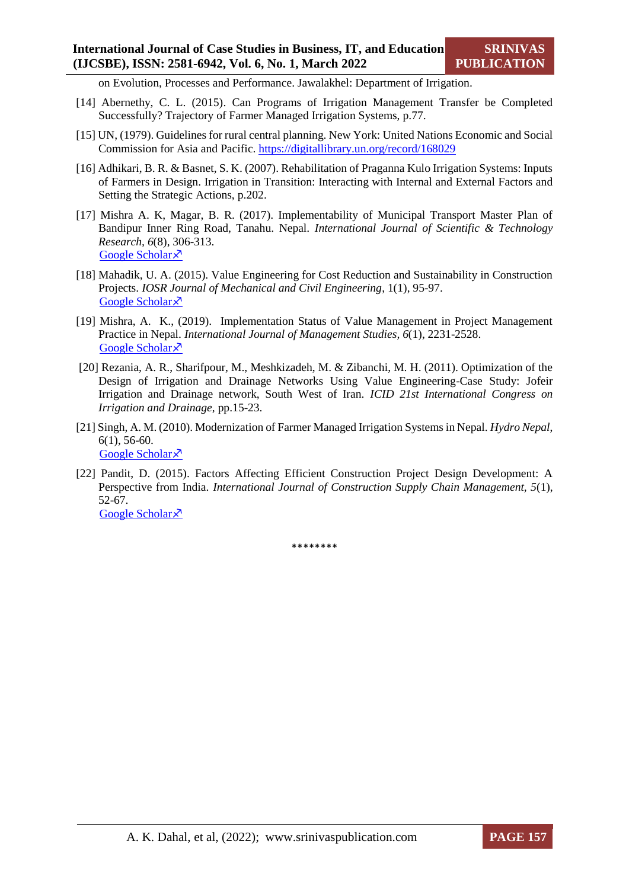on Evolution, Processes and Performance. Jawalakhel: Department of Irrigation.

[14] Abernethy, C. L. (2015). Can Programs of Irrigation Management Transfer be Completed Successfully? Trajectory of Farmer Managed Irrigation Systems, p.77.

[15] UN, (1979). Guidelines for rural central planning. New York: United Nations Economic and Social Commission for Asia and Pacific. https://digitallibrary.un.org/record/168029

[16] Adhikari, B. R. & Basnet, S. K. (2007). Rehabilitation of Praganna Kulo Irrigation Systems: Inputs of Farmers in Design. Irrigation in Transition: Interacting with Internal and External Factors and Setting the Strategic Actions, p.202.

[17] Mishra A. K, Magar, B. R. (2017). Implementability of Municipal Transport Master Plan of Bandipur Inner Ring Road, Tanahu. Nepal. *International Journal of Scientific & Technology Research*, *6*(8), 306-313.
Google Scholar↗

[18] Mahadik, U. A. (2015). Value Engineering for Cost Reduction and Sustainability in Construction Projects. *IOSR Journal of Mechanical and Civil Engineering*, 1(1), 95-97.
Google Scholar↗

[19] Mishra, A. K., (2019). Implementation Status of Value Management in Project Management Practice in Nepal. *International Journal of Management Studies*, *6*(1), 2231-2528.
Google Scholar↗

[20] Rezania, A. R., Sharifpour, M., Meshkizadeh, M. & Zibanchi, M. H. (2011). Optimization of the Design of Irrigation and Drainage Networks Using Value Engineering-Case Study: Jofeir Irrigation and Drainage network, South West of Iran. *ICID 21st International Congress on Irrigation and Drainage*, pp.15-23.

[21] Singh, A. M. (2010). Modernization of Farmer Managed Irrigation Systems in Nepal. *Hydro Nepal*, 6(1), 56-60.
Google Scholar↗

[22] Pandit, D. (2015). Factors Affecting Efficient Construction Project Design Development: A Perspective from India. *International Journal of Construction Supply Chain Management*, *5*(1), 52-67.
Google Scholar↗

\*\*\*\*\*\*\*\*